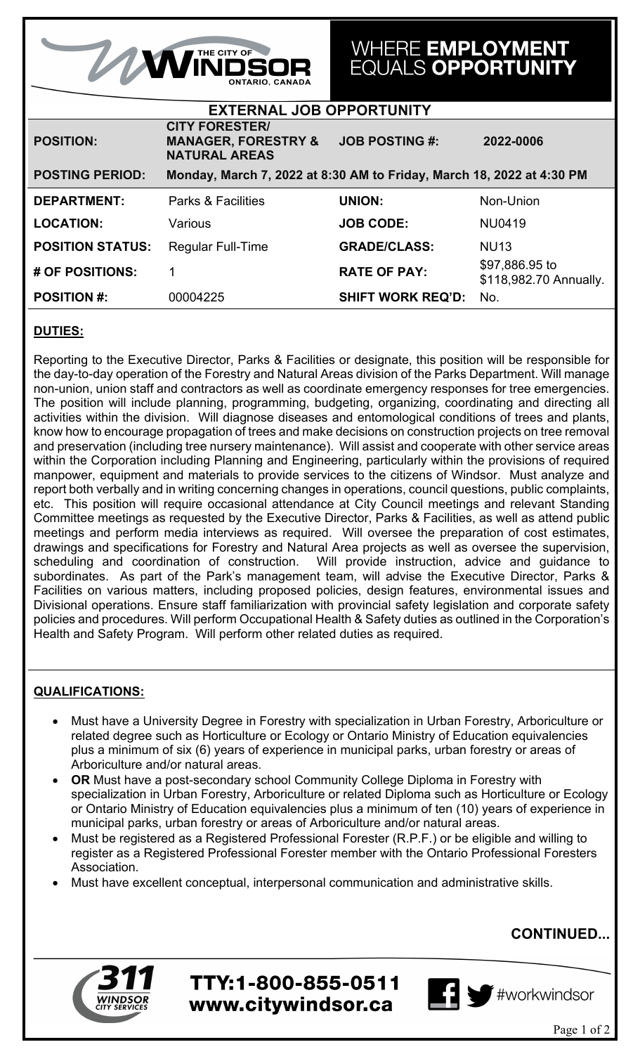THE CITY OF WINDSOR ONTARIO, CANADA

# WHERE **EMPLOYMENT** EQUALS **OPPORTUNITY**

## EXTERNAL JOB OPPORTUNITY

| **POSITION:** | **CITY FORESTER/ MANAGER, FORESTRY & NATURAL AREAS** | **JOB POSTING #:** | **2022-0006** |
|---|---|---|---|
| **POSTING PERIOD:** | **Monday, March 7, 2022 at 8:30 AM to Friday, March 18, 2022 at 4:30 PM** | | |
| **DEPARTMENT:** | Parks & Facilities | **UNION:** | Non-Union |
| **LOCATION:** | Various | **JOB CODE:** | NU0419 |
| **POSITION STATUS:** | Regular Full-Time | **GRADE/CLASS:** | NU13 |
| **# OF POSITIONS:** | 1 | **RATE OF PAY:** | $97,886.95 to $118,982.70 Annually. |
| **POSITION #:** | 00004225 | **SHIFT WORK REQ'D:** | No. |

### DUTIES:

Reporting to the Executive Director, Parks & Facilities or designate, this position will be responsible for the day-to-day operation of the Forestry and Natural Areas division of the Parks Department. Will manage non-union, union staff and contractors as well as coordinate emergency responses for tree emergencies. The position will include planning, programming, budgeting, organizing, coordinating and directing all activities within the division. Will diagnose diseases and entomological conditions of trees and plants, know how to encourage propagation of trees and make decisions on construction projects on tree removal and preservation (including tree nursery maintenance). Will assist and cooperate with other service areas within the Corporation including Planning and Engineering, particularly within the provisions of required manpower, equipment and materials to provide services to the citizens of Windsor. Must analyze and report both verbally and in writing concerning changes in operations, council questions, public complaints, etc. This position will require occasional attendance at City Council meetings and relevant Standing Committee meetings as requested by the Executive Director, Parks & Facilities, as well as attend public meetings and perform media interviews as required. Will oversee the preparation of cost estimates, drawings and specifications for Forestry and Natural Area projects as well as oversee the supervision, scheduling and coordination of construction. Will provide instruction, advice and guidance to subordinates. As part of the Park's management team, will advise the Executive Director, Parks & Facilities on various matters, including proposed policies, design features, environmental issues and Divisional operations. Ensure staff familiarization with provincial safety legislation and corporate safety policies and procedures. Will perform Occupational Health & Safety duties as outlined in the Corporation's Health and Safety Program. Will perform other related duties as required.

### QUALIFICATIONS:

- Must have a University Degree in Forestry with specialization in Urban Forestry, Arboriculture or related degree such as Horticulture or Ecology or Ontario Ministry of Education equivalencies plus a minimum of six (6) years of experience in municipal parks, urban forestry or areas of Arboriculture and/or natural areas.
- **OR** Must have a post-secondary school Community College Diploma in Forestry with specialization in Urban Forestry, Arboriculture or related Diploma such as Horticulture or Ecology or Ontario Ministry of Education equivalencies plus a minimum of ten (10) years of experience in municipal parks, urban forestry or areas of Arboriculture and/or natural areas.
- Must be registered as a Registered Professional Forester (R.P.F.) or be eligible and willing to register as a Registered Professional Forester member with the Ontario Professional Foresters Association.
- Must have excellent conceptual, interpersonal communication and administrative skills.

**CONTINUED...**

311 WINDSOR CITY SERVICES

TTY:1-800-855-0511
www.citywindsor.ca

#workwindsor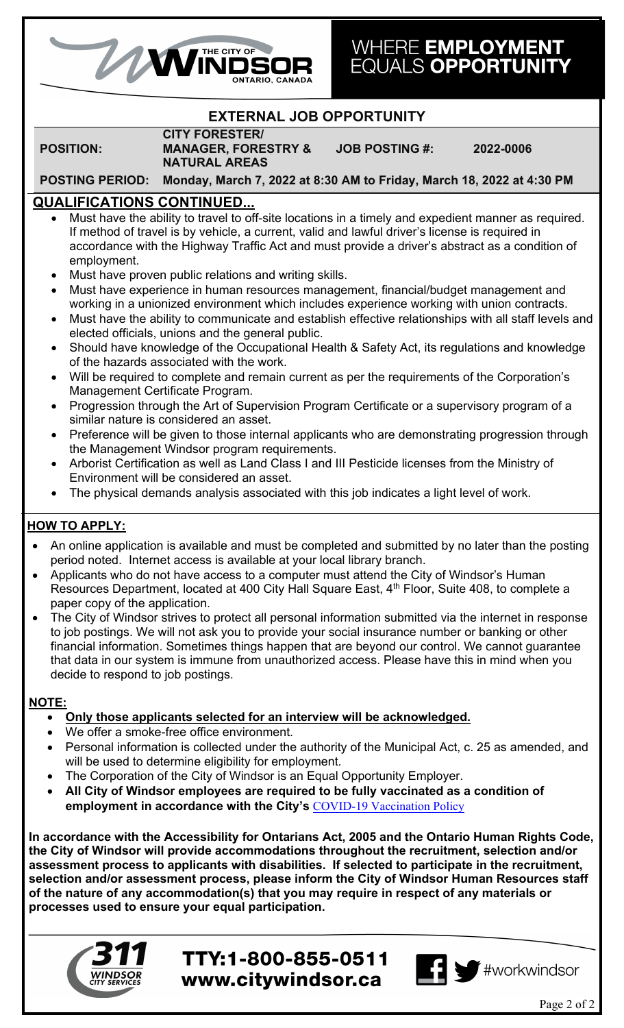# WHERE **EMPLOYMENT** EQUALS **OPPORTUNITY**

## EXTERNAL JOB OPPORTUNITY

| | | | |
|---|---|---|---|
| **POSITION:** | **CITY FORESTER/ MANAGER, FORESTRY & NATURAL AREAS** | **JOB POSTING #:** | **2022-0006** |
| **POSTING PERIOD:** | **Monday, March 7, 2022 at 8:30 AM to Friday, March 18, 2022 at 4:30 PM** | | |

## QUALIFICATIONS CONTINUED...

- Must have the ability to travel to off-site locations in a timely and expedient manner as required. If method of travel is by vehicle, a current, valid and lawful driver's license is required in accordance with the Highway Traffic Act and must provide a driver's abstract as a condition of employment.
- Must have proven public relations and writing skills.
- Must have experience in human resources management, financial/budget management and working in a unionized environment which includes experience working with union contracts.
- Must have the ability to communicate and establish effective relationships with all staff levels and elected officials, unions and the general public.
- Should have knowledge of the Occupational Health & Safety Act, its regulations and knowledge of the hazards associated with the work.
- Will be required to complete and remain current as per the requirements of the Corporation's Management Certificate Program.
- Progression through the Art of Supervision Program Certificate or a supervisory program of a similar nature is considered an asset.
- Preference will be given to those internal applicants who are demonstrating progression through the Management Windsor program requirements.
- Arborist Certification as well as Land Class I and III Pesticide licenses from the Ministry of Environment will be considered an asset.
- The physical demands analysis associated with this job indicates a light level of work.

## HOW TO APPLY:

- An online application is available and must be completed and submitted by no later than the posting period noted. Internet access is available at your local library branch.
- Applicants who do not have access to a computer must attend the City of Windsor's Human Resources Department, located at 400 City Hall Square East, 4th Floor, Suite 408, to complete a paper copy of the application.
- The City of Windsor strives to protect all personal information submitted via the internet in response to job postings. We will not ask you to provide your social insurance number or banking or other financial information. Sometimes things happen that are beyond our control. We cannot guarantee that data in our system is immune from unauthorized access. Please have this in mind when you decide to respond to job postings.

## NOTE:

- **Only those applicants selected for an interview will be acknowledged.**
- We offer a smoke-free office environment.
- Personal information is collected under the authority of the Municipal Act, c. 25 as amended, and will be used to determine eligibility for employment.
- The Corporation of the City of Windsor is an Equal Opportunity Employer.
- **All City of Windsor employees are required to be fully vaccinated as a condition of employment in accordance with the City's** COVID-19 Vaccination Policy

**In accordance with the Accessibility for Ontarians Act, 2005 and the Ontario Human Rights Code, the City of Windsor will provide accommodations throughout the recruitment, selection and/or assessment process to applicants with disabilities. If selected to participate in the recruitment, selection and/or assessment process, please inform the City of Windsor Human Resources staff of the nature of any accommodation(s) that you may require in respect of any materials or processes used to ensure your equal participation.**

**TTY:1-800-855-0511**
**www.citywindsor.ca**

#workwindsor